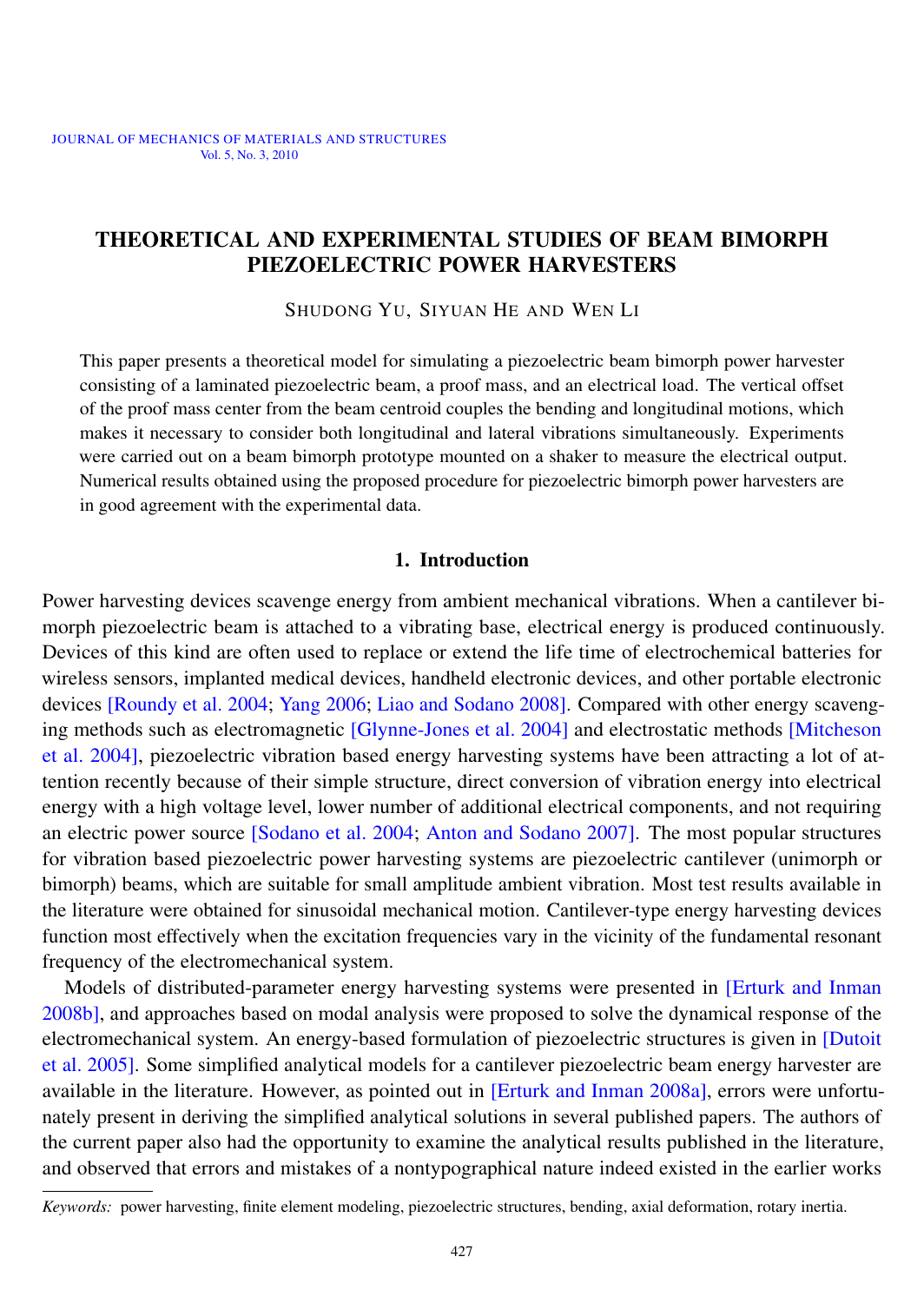JOURNAL OF MECHANICS OF MATERIALS AND STRUCTURES
Vol. 5, No. 3, 2010

# THEORETICAL AND EXPERIMENTAL STUDIES OF BEAM BIMORPH PIEZOELECTRIC POWER HARVESTERS

SHUDONG YU, SIYUAN HE AND WEN LI

This paper presents a theoretical model for simulating a piezoelectric beam bimorph power harvester consisting of a laminated piezoelectric beam, a proof mass, and an electrical load. The vertical offset of the proof mass center from the beam centroid couples the bending and longitudinal motions, which makes it necessary to consider both longitudinal and lateral vibrations simultaneously. Experiments were carried out on a beam bimorph prototype mounted on a shaker to measure the electrical output. Numerical results obtained using the proposed procedure for piezoelectric bimorph power harvesters are in good agreement with the experimental data.

## 1. Introduction

Power harvesting devices scavenge energy from ambient mechanical vibrations. When a cantilever bimorph piezoelectric beam is attached to a vibrating base, electrical energy is produced continuously. Devices of this kind are often used to replace or extend the life time of electrochemical batteries for wireless sensors, implanted medical devices, handheld electronic devices, and other portable electronic devices [Roundy et al. 2004; Yang 2006; Liao and Sodano 2008]. Compared with other energy scavenging methods such as electromagnetic [Glynne-Jones et al. 2004] and electrostatic methods [Mitcheson et al. 2004], piezoelectric vibration based energy harvesting systems have been attracting a lot of attention recently because of their simple structure, direct conversion of vibration energy into electrical energy with a high voltage level, lower number of additional electrical components, and not requiring an electric power source [Sodano et al. 2004; Anton and Sodano 2007]. The most popular structures for vibration based piezoelectric power harvesting systems are piezoelectric cantilever (unimorph or bimorph) beams, which are suitable for small amplitude ambient vibration. Most test results available in the literature were obtained for sinusoidal mechanical motion. Cantilever-type energy harvesting devices function most effectively when the excitation frequencies vary in the vicinity of the fundamental resonant frequency of the electromechanical system.

Models of distributed-parameter energy harvesting systems were presented in [Erturk and Inman 2008b], and approaches based on modal analysis were proposed to solve the dynamical response of the electromechanical system. An energy-based formulation of piezoelectric structures is given in [Dutoit et al. 2005]. Some simplified analytical models for a cantilever piezoelectric beam energy harvester are available in the literature. However, as pointed out in [Erturk and Inman 2008a], errors were unfortunately present in deriving the simplified analytical solutions in several published papers. The authors of the current paper also had the opportunity to examine the analytical results published in the literature, and observed that errors and mistakes of a nontypographical nature indeed existed in the earlier works

*Keywords:* power harvesting, finite element modeling, piezoelectric structures, bending, axial deformation, rotary inertia.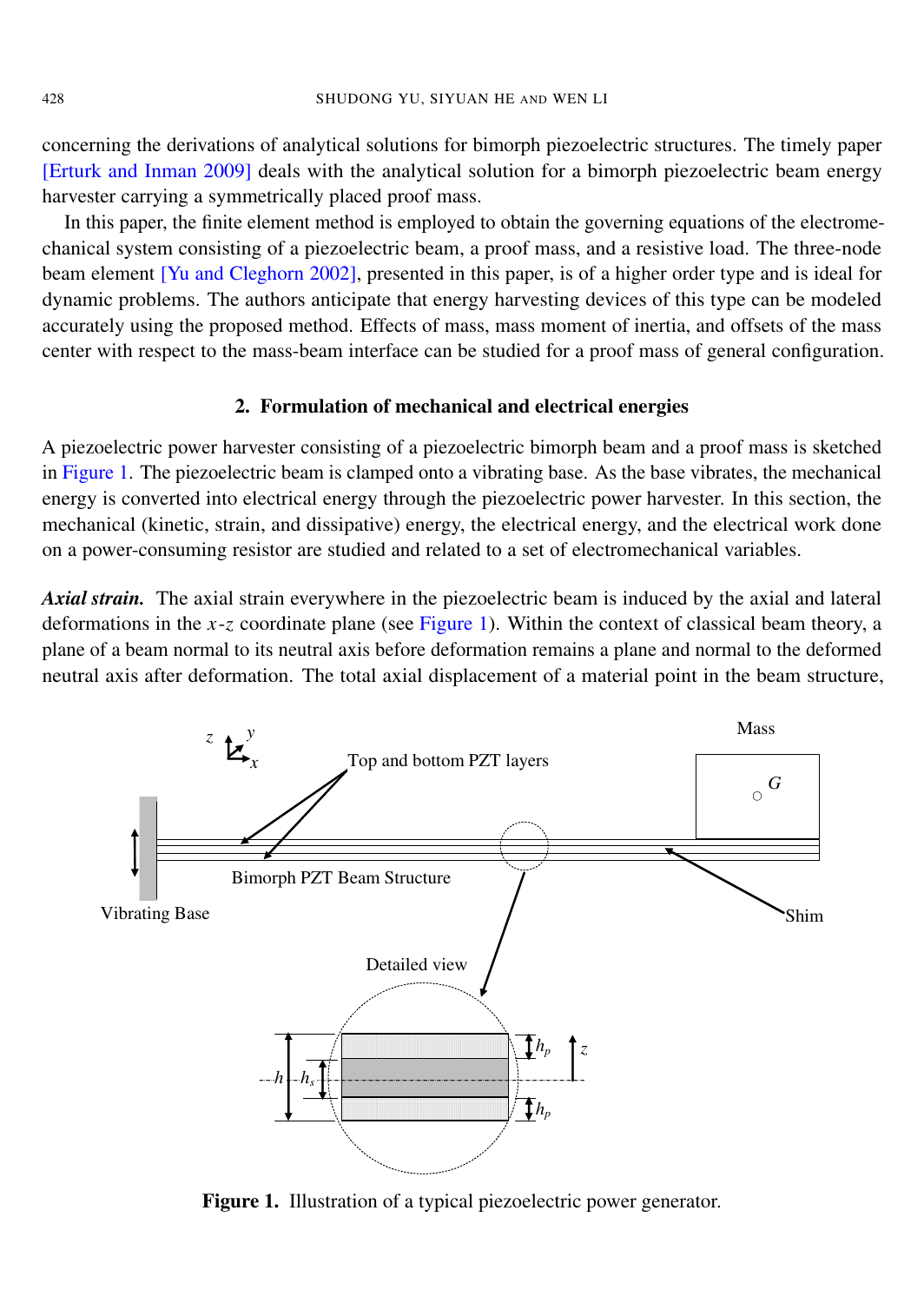concerning the derivations of analytical solutions for bimorph piezoelectric structures. The timely paper [Erturk and Inman 2009] deals with the analytical solution for a bimorph piezoelectric beam energy harvester carrying a symmetrically placed proof mass.

In this paper, the finite element method is employed to obtain the governing equations of the electromechanical system consisting of a piezoelectric beam, a proof mass, and a resistive load. The three-node beam element [Yu and Cleghorn 2002], presented in this paper, is of a higher order type and is ideal for dynamic problems. The authors anticipate that energy harvesting devices of this type can be modeled accurately using the proposed method. Effects of mass, mass moment of inertia, and offsets of the mass center with respect to the mass-beam interface can be studied for a proof mass of general configuration.

## 2. Formulation of mechanical and electrical energies

A piezoelectric power harvester consisting of a piezoelectric bimorph beam and a proof mass is sketched in Figure 1. The piezoelectric beam is clamped onto a vibrating base. As the base vibrates, the mechanical energy is converted into electrical energy through the piezoelectric power harvester. In this section, the mechanical (kinetic, strain, and dissipative) energy, the electrical energy, and the electrical work done on a power-consuming resistor are studied and related to a set of electromechanical variables.

***Axial strain.*** The axial strain everywhere in the piezoelectric beam is induced by the axial and lateral deformations in the $x$-$z$ coordinate plane (see Figure 1). Within the context of classical beam theory, a plane of a beam normal to its neutral axis before deformation remains a plane and normal to the deformed neutral axis after deformation. The total axial displacement of a material point in the beam structure,

**Figure 1.** Illustration of a typical piezoelectric power generator.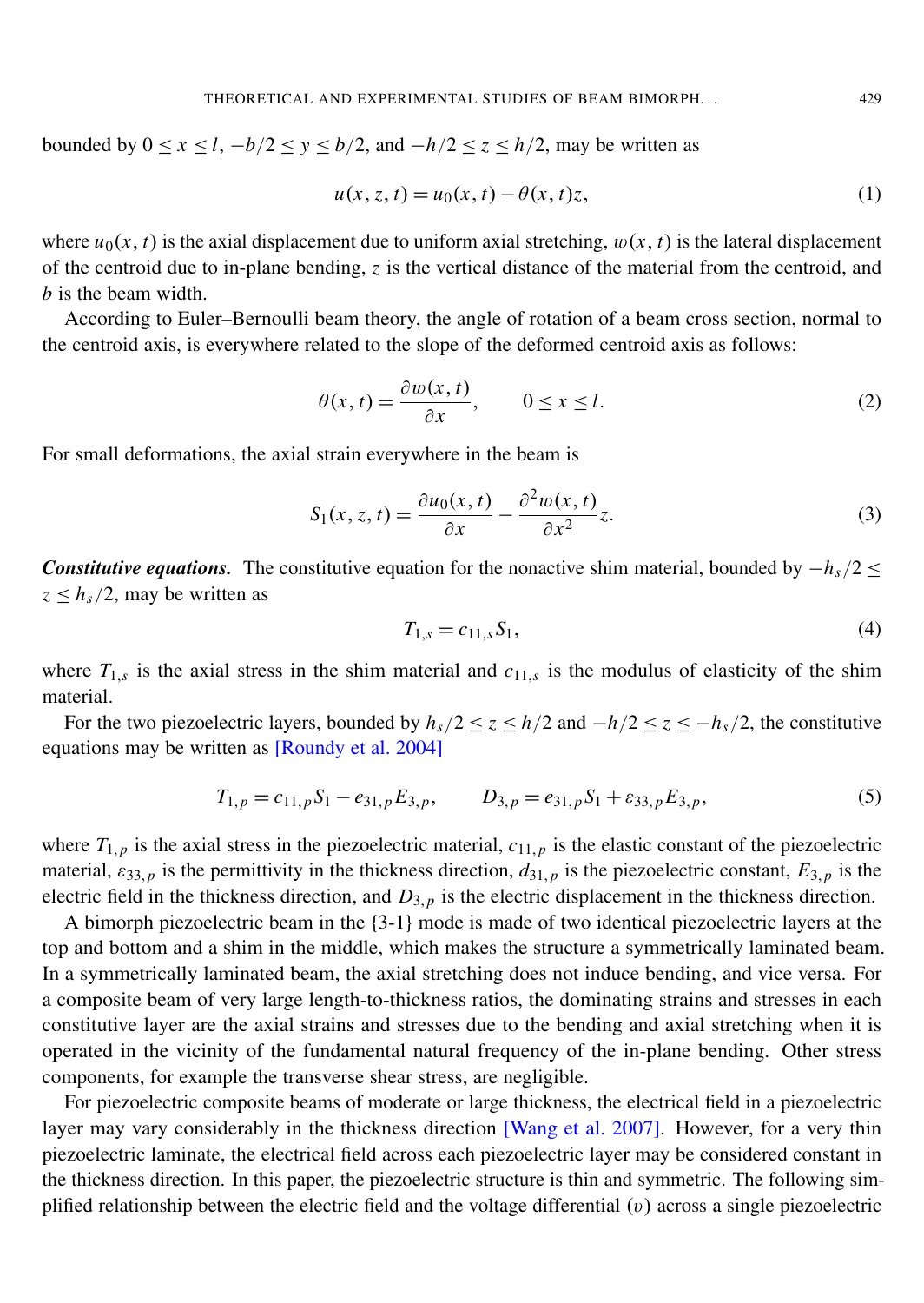bounded by $0 \le x \le l$, $-b/2 \le y \le b/2$, and $-h/2 \le z \le h/2$, may be written as

$$u(x, z, t) = u_0(x, t) - \theta(x, t)z, \tag{1}$$

where $u_0(x, t)$ is the axial displacement due to uniform axial stretching, $w(x, t)$ is the lateral displacement of the centroid due to in-plane bending, $z$ is the vertical distance of the material from the centroid, and $b$ is the beam width.

According to Euler–Bernoulli beam theory, the angle of rotation of a beam cross section, normal to the centroid axis, is everywhere related to the slope of the deformed centroid axis as follows:

$$\theta(x, t) = \frac{\partial w(x, t)}{\partial x}, \qquad 0 \le x \le l. \tag{2}$$

For small deformations, the axial strain everywhere in the beam is

$$S_1(x, z, t) = \frac{\partial u_0(x, t)}{\partial x} - \frac{\partial^2 w(x, t)}{\partial x^2} z. \tag{3}$$

***Constitutive equations.*** The constitutive equation for the nonactive shim material, bounded by $-h_s/2 \le z \le h_s/2$, may be written as

$$T_{1,s} = c_{11,s} S_1, \tag{4}$$

where $T_{1,s}$ is the axial stress in the shim material and $c_{11,s}$ is the modulus of elasticity of the shim material.

For the two piezoelectric layers, bounded by $h_s/2 \le z \le h/2$ and $-h/2 \le z \le -h_s/2$, the constitutive equations may be written as [Roundy et al. 2004]

$$T_{1,p} = c_{11,p} S_1 - e_{31,p} E_{3,p}, \qquad D_{3,p} = e_{31,p} S_1 + \varepsilon_{33,p} E_{3,p}, \tag{5}$$

where $T_{1,p}$ is the axial stress in the piezoelectric material, $c_{11,p}$ is the elastic constant of the piezoelectric material, $\varepsilon_{33,p}$ is the permittivity in the thickness direction, $d_{31,p}$ is the piezoelectric constant, $E_{3,p}$ is the electric field in the thickness direction, and $D_{3,p}$ is the electric displacement in the thickness direction.

A bimorph piezoelectric beam in the {3-1} mode is made of two identical piezoelectric layers at the top and bottom and a shim in the middle, which makes the structure a symmetrically laminated beam. In a symmetrically laminated beam, the axial stretching does not induce bending, and vice versa. For a composite beam of very large length-to-thickness ratios, the dominating strains and stresses in each constitutive layer are the axial strains and stresses due to the bending and axial stretching when it is operated in the vicinity of the fundamental natural frequency of the in-plane bending. Other stress components, for example the transverse shear stress, are negligible.

For piezoelectric composite beams of moderate or large thickness, the electrical field in a piezoelectric layer may vary considerably in the thickness direction [Wang et al. 2007]. However, for a very thin piezoelectric laminate, the electrical field across each piezoelectric layer may be considered constant in the thickness direction. In this paper, the piezoelectric structure is thin and symmetric. The following simplified relationship between the electric field and the voltage differential ($v$) across a single piezoelectric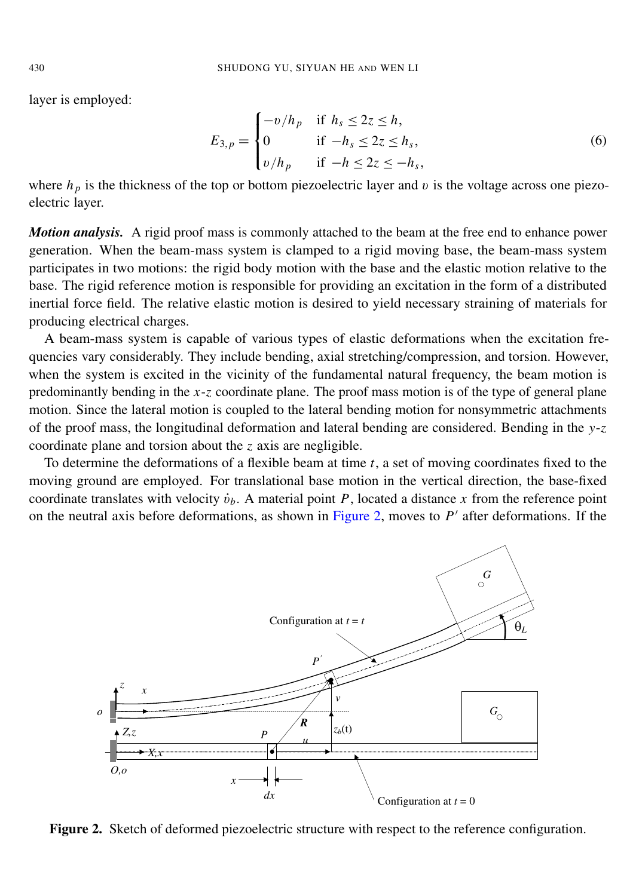layer is employed:

$$E_{3,p} = \begin{cases} -\upsilon/h_p & \text{if } h_s \le 2z \le h, \\ 0 & \text{if } -h_s \le 2z \le h_s, \\ \upsilon/h_p & \text{if } -h \le 2z \le -h_s, \end{cases} \tag{6}$$

where $h_p$ is the thickness of the top or bottom piezoelectric layer and $\upsilon$ is the voltage across one piezoelectric layer.

***Motion analysis.*** A rigid proof mass is commonly attached to the beam at the free end to enhance power generation. When the beam-mass system is clamped to a rigid moving base, the beam-mass system participates in two motions: the rigid body motion with the base and the elastic motion relative to the base. The rigid reference motion is responsible for providing an excitation in the form of a distributed inertial force field. The relative elastic motion is desired to yield necessary straining of materials for producing electrical charges.

A beam-mass system is capable of various types of elastic deformations when the excitation frequencies vary considerably. They include bending, axial stretching/compression, and torsion. However, when the system is excited in the vicinity of the fundamental natural frequency, the beam motion is predominantly bending in the $x$-$z$ coordinate plane. The proof mass motion is of the type of general plane motion. Since the lateral motion is coupled to the lateral bending motion for nonsymmetric attachments of the proof mass, the longitudinal deformation and lateral bending are considered. Bending in the $y$-$z$ coordinate plane and torsion about the $z$ axis are negligible.

To determine the deformations of a flexible beam at time $t$, a set of moving coordinates fixed to the moving ground are employed. For translational base motion in the vertical direction, the base-fixed coordinate translates with velocity $\dot{\upsilon}_b$. A material point $P$, located a distance $x$ from the reference point on the neutral axis before deformations, as shown in Figure 2, moves to $P'$ after deformations. If the

**Figure 2.** Sketch of deformed piezoelectric structure with respect to the reference configuration.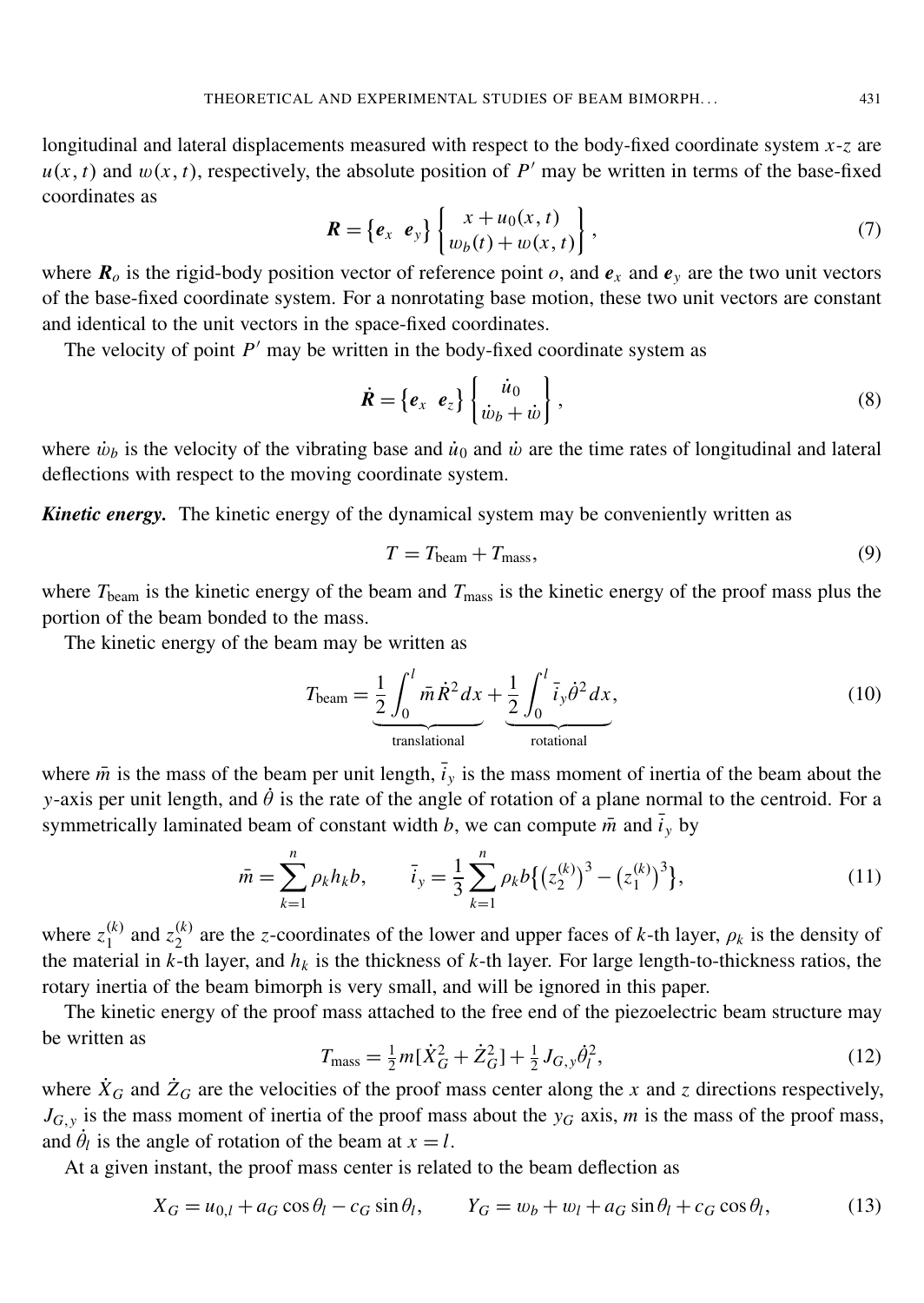longitudinal and lateral displacements measured with respect to the body-fixed coordinate system $x$-$z$ are $u(x,t)$ and $w(x,t)$, respectively, the absolute position of $P'$ may be written in terms of the base-fixed coordinates as

$$\boldsymbol{R} = \left\{ \boldsymbol{e}_x \;\; \boldsymbol{e}_y \right\} \left\{ \begin{matrix} x + u_0(x,t) \\ w_b(t) + w(x,t) \end{matrix} \right\}, \tag{7}$$

where $\boldsymbol{R}_o$ is the rigid-body position vector of reference point $o$, and $\boldsymbol{e}_x$ and $\boldsymbol{e}_y$ are the two unit vectors of the base-fixed coordinate system. For a nonrotating base motion, these two unit vectors are constant and identical to the unit vectors in the space-fixed coordinates.

The velocity of point $P'$ may be written in the body-fixed coordinate system as

$$\dot{\boldsymbol{R}} = \left\{ \boldsymbol{e}_x \;\; \boldsymbol{e}_z \right\} \left\{ \begin{matrix} \dot{u}_0 \\ \dot{w}_b + \dot{w} \end{matrix} \right\}, \tag{8}$$

where $\dot{w}_b$ is the velocity of the vibrating base and $\dot{u}_0$ and $\dot{w}$ are the time rates of longitudinal and lateral deflections with respect to the moving coordinate system.

***Kinetic energy.*** The kinetic energy of the dynamical system may be conveniently written as

$$T = T_{\text{beam}} + T_{\text{mass}}, \tag{9}$$

where $T_{\text{beam}}$ is the kinetic energy of the beam and $T_{\text{mass}}$ is the kinetic energy of the proof mass plus the portion of the beam bonded to the mass.

The kinetic energy of the beam may be written as

$$T_{\text{beam}} = \underbrace{\frac{1}{2}\int_0^l \bar{m}\dot{R}^2\,dx}_{\text{translational}} + \underbrace{\frac{1}{2}\int_0^l \bar{i}_y\dot{\theta}^2\,dx}_{\text{rotational}}, \tag{10}$$

where $\bar{m}$ is the mass of the beam per unit length, $\bar{i}_y$ is the mass moment of inertia of the beam about the $y$-axis per unit length, and $\dot{\theta}$ is the rate of the angle of rotation of a plane normal to the centroid. For a symmetrically laminated beam of constant width $b$, we can compute $\bar{m}$ and $\bar{i}_y$ by

$$\bar{m} = \sum_{k=1}^{n} \rho_k h_k b, \qquad \bar{i}_y = \frac{1}{3}\sum_{k=1}^{n} \rho_k b \left\{ \left(z_2^{(k)}\right)^3 - \left(z_1^{(k)}\right)^3 \right\}, \tag{11}$$

where $z_1^{(k)}$ and $z_2^{(k)}$ are the $z$-coordinates of the lower and upper faces of $k$-th layer, $\rho_k$ is the density of the material in $k$-th layer, and $h_k$ is the thickness of $k$-th layer. For large length-to-thickness ratios, the rotary inertia of the beam bimorph is very small, and will be ignored in this paper.

The kinetic energy of the proof mass attached to the free end of the piezoelectric beam structure may be written as

$$T_{\text{mass}} = \tfrac{1}{2} m [\dot{X}_G^2 + \dot{Z}_G^2] + \tfrac{1}{2} J_{G,y} \dot{\theta}_l^2, \tag{12}$$

where $\dot{X}_G$ and $\dot{Z}_G$ are the velocities of the proof mass center along the $x$ and $z$ directions respectively, $J_{G,y}$ is the mass moment of inertia of the proof mass about the $y_G$ axis, $m$ is the mass of the proof mass, and $\dot{\theta}_l$ is the angle of rotation of the beam at $x = l$.

At a given instant, the proof mass center is related to the beam deflection as

$$X_G = u_{0,l} + a_G \cos\theta_l - c_G \sin\theta_l, \qquad Y_G = w_b + w_l + a_G \sin\theta_l + c_G \cos\theta_l, \tag{13}$$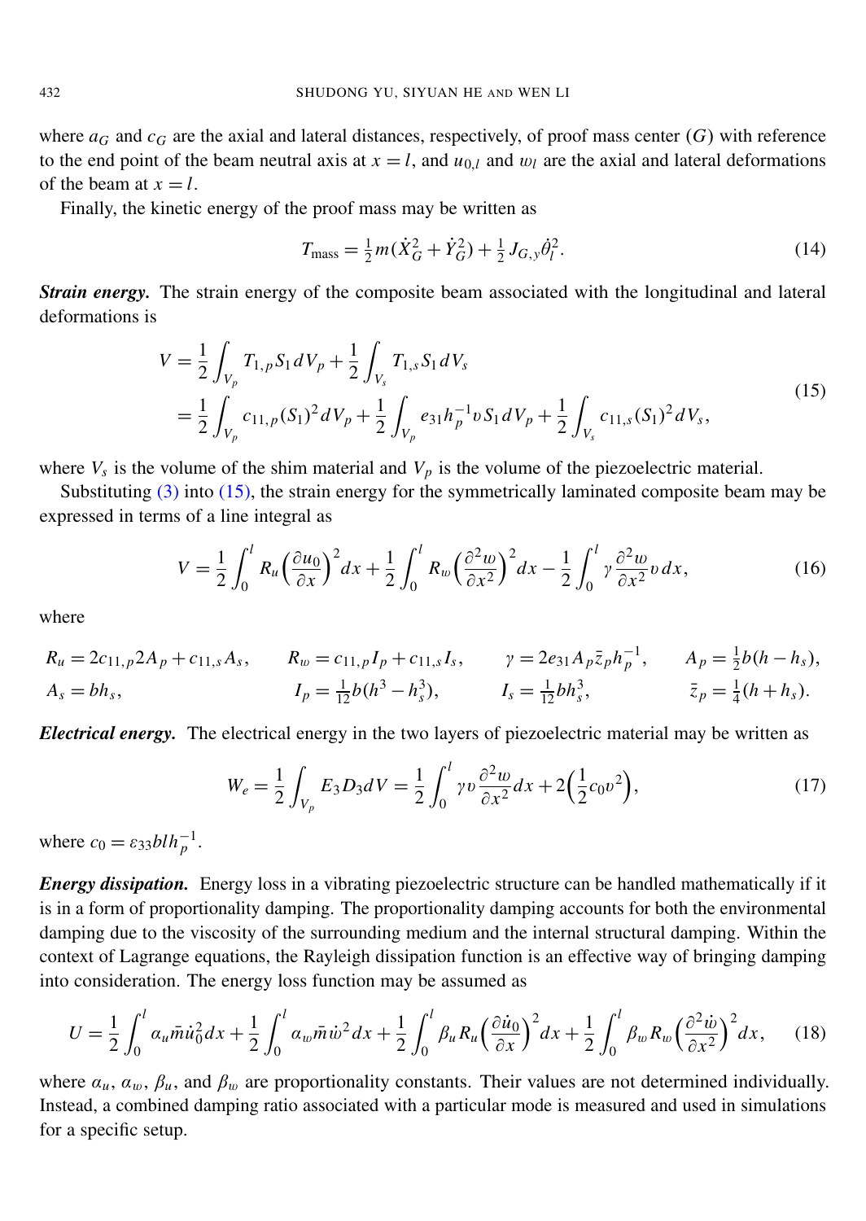where $a_G$ and $c_G$ are the axial and lateral distances, respectively, of proof mass center ($G$) with reference to the end point of the beam neutral axis at $x = l$, and $u_{0,l}$ and $w_l$ are the axial and lateral deformations of the beam at $x = l$.

Finally, the kinetic energy of the proof mass may be written as

$$T_{\text{mass}} = \tfrac{1}{2} m(\dot{X}_G^2 + \dot{Y}_G^2) + \tfrac{1}{2} J_{G,y} \dot{\theta}_l^2. \tag{14}$$

***Strain energy.*** The strain energy of the composite beam associated with the longitudinal and lateral deformations is

$$\begin{aligned} V &= \frac{1}{2} \int_{V_p} T_{1,p} S_1 \, dV_p + \frac{1}{2} \int_{V_s} T_{1,s} S_1 \, dV_s \\ &= \frac{1}{2} \int_{V_p} c_{11,p} (S_1)^2 \, dV_p + \frac{1}{2} \int_{V_p} e_{31} h_p^{-1} \upsilon S_1 \, dV_p + \frac{1}{2} \int_{V_s} c_{11,s} (S_1)^2 \, dV_s, \end{aligned} \tag{15}$$

where $V_s$ is the volume of the shim material and $V_p$ is the volume of the piezoelectric material.

Substituting (3) into (15), the strain energy for the symmetrically laminated composite beam may be expressed in terms of a line integral as

$$V = \frac{1}{2} \int_0^l R_u \Big(\frac{\partial u_0}{\partial x}\Big)^2 dx + \frac{1}{2} \int_0^l R_w \Big(\frac{\partial^2 w}{\partial x^2}\Big)^2 dx - \frac{1}{2} \int_0^l \gamma \frac{\partial^2 w}{\partial x^2} \upsilon \, dx, \tag{16}$$

where

$$R_u = 2c_{11,p} 2A_p + c_{11,s} A_s, \qquad R_w = c_{11,p} I_p + c_{11,s} I_s, \qquad \gamma = 2e_{31} A_p \bar{z}_p h_p^{-1}, \qquad A_p = \tfrac{1}{2} b(h - h_s),$$

$$A_s = bh_s, \qquad I_p = \tfrac{1}{12} b(h^3 - h_s^3), \qquad I_s = \tfrac{1}{12} bh_s^3, \qquad \bar{z}_p = \tfrac{1}{4}(h + h_s).$$

***Electrical energy.*** The electrical energy in the two layers of piezoelectric material may be written as

$$W_e = \frac{1}{2} \int_{V_p} E_3 D_3 dV = \frac{1}{2} \int_0^l \gamma \upsilon \frac{\partial^2 w}{\partial x^2} dx + 2\Big(\frac{1}{2} c_0 \upsilon^2\Big), \tag{17}$$

where $c_0 = \varepsilon_{33} bl h_p^{-1}$.

***Energy dissipation.*** Energy loss in a vibrating piezoelectric structure can be handled mathematically if it is in a form of proportionality damping. The proportionality damping accounts for both the environmental damping due to the viscosity of the surrounding medium and the internal structural damping. Within the context of Lagrange equations, the Rayleigh dissipation function is an effective way of bringing damping into consideration. The energy loss function may be assumed as

$$U = \frac{1}{2} \int_0^l \alpha_u \bar{m} \dot{u}_0^2 dx + \frac{1}{2} \int_0^l \alpha_w \bar{m} \dot{w}^2 dx + \frac{1}{2} \int_0^l \beta_u R_u \Big(\frac{\partial \dot{u}_0}{\partial x}\Big)^2 dx + \frac{1}{2} \int_0^l \beta_w R_w \Big(\frac{\partial^2 \dot{w}}{\partial x^2}\Big)^2 dx, \tag{18}$$

where $\alpha_u$, $\alpha_w$, $\beta_u$, and $\beta_w$ are proportionality constants. Their values are not determined individually. Instead, a combined damping ratio associated with a particular mode is measured and used in simulations for a specific setup.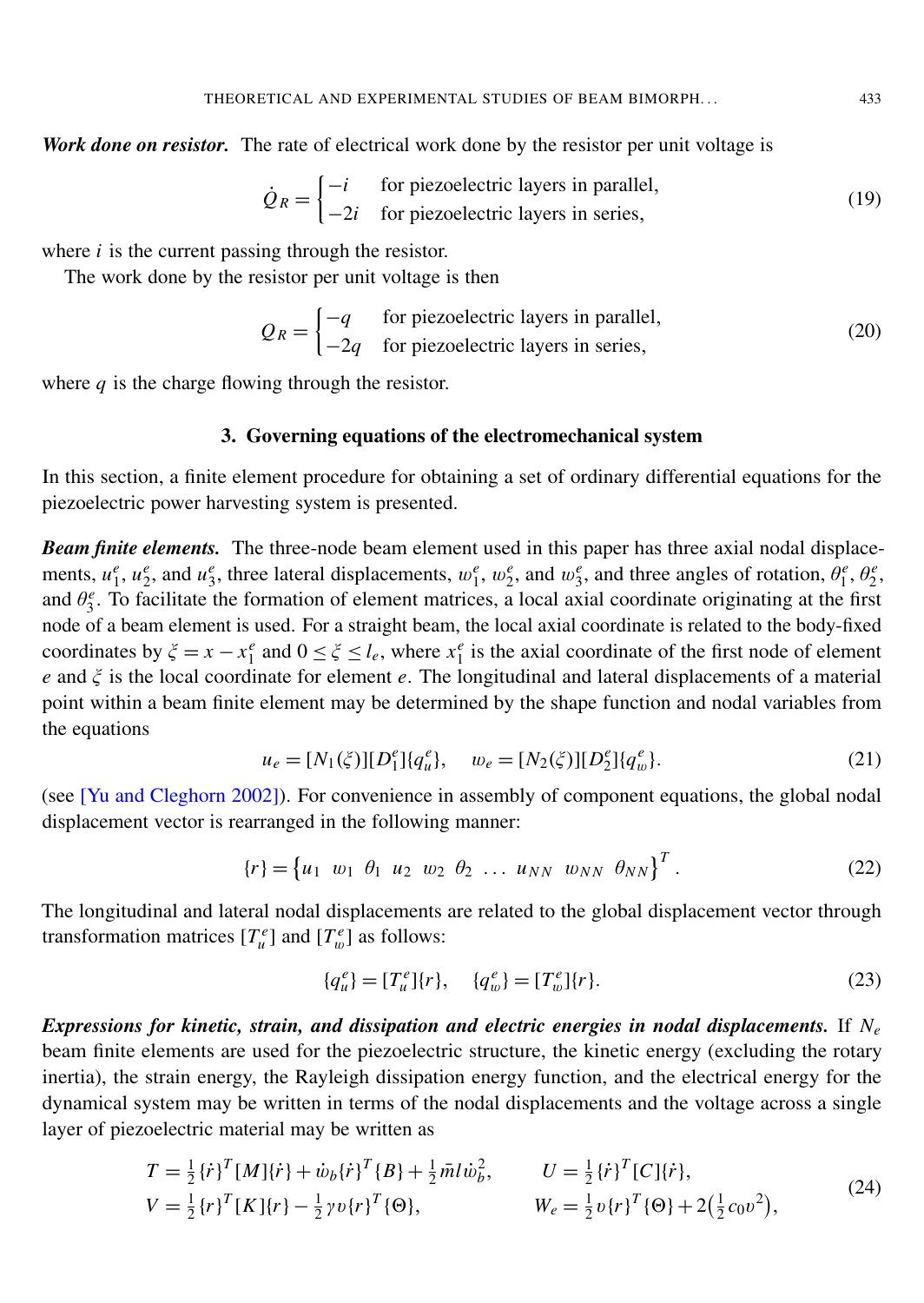***Work done on resistor.*** The rate of electrical work done by the resistor per unit voltage is

$$\dot{Q}_R = \begin{cases} -i & \text{for piezoelectric layers in parallel,} \\ -2i & \text{for piezoelectric layers in series,} \end{cases} \tag{19}$$

where $i$ is the current passing through the resistor.

The work done by the resistor per unit voltage is then

$$Q_R = \begin{cases} -q & \text{for piezoelectric layers in parallel,} \\ -2q & \text{for piezoelectric layers in series,} \end{cases} \tag{20}$$

where $q$ is the charge flowing through the resistor.

## 3. Governing equations of the electromechanical system

In this section, a finite element procedure for obtaining a set of ordinary differential equations for the piezoelectric power harvesting system is presented.

***Beam finite elements.*** The three-node beam element used in this paper has three axial nodal displacements, $u_1^e$, $u_2^e$, and $u_3^e$, three lateral displacements, $w_1^e$, $w_2^e$, and $w_3^e$, and three angles of rotation, $\theta_1^e$, $\theta_2^e$, and $\theta_3^e$. To facilitate the formation of element matrices, a local axial coordinate originating at the first node of a beam element is used. For a straight beam, the local axial coordinate is related to the body-fixed coordinates by $\xi = x - x_1^e$ and $0 \le \xi \le l_e$, where $x_1^e$ is the axial coordinate of the first node of element $e$ and $\xi$ is the local coordinate for element $e$. The longitudinal and lateral displacements of a material point within a beam finite element may be determined by the shape function and nodal variables from the equations

$$u_e = [N_1(\xi)][D_1^e]\{q_u^e\}, \quad w_e = [N_2(\xi)][D_2^e]\{q_w^e\}. \tag{21}$$

(see [Yu and Cleghorn 2002]). For convenience in assembly of component equations, the global nodal displacement vector is rearranged in the following manner:

$$\{r\} = \left\{u_1 \;\; w_1 \;\; \theta_1 \;\; u_2 \;\; w_2 \;\; \theta_2 \;\; \ldots \;\; u_{NN} \;\; w_{NN} \;\; \theta_{NN}\right\}^T. \tag{22}$$

The longitudinal and lateral nodal displacements are related to the global displacement vector through transformation matrices $[T_u^e]$ and $[T_w^e]$ as follows:

$$\{q_u^e\} = [T_u^e]\{r\}, \quad \{q_w^e\} = [T_w^e]\{r\}. \tag{23}$$

***Expressions for kinetic, strain, and dissipation and electric energies in nodal displacements.*** If $N_e$ beam finite elements are used for the piezoelectric structure, the kinetic energy (excluding the rotary inertia), the strain energy, the Rayleigh dissipation energy function, and the electrical energy for the dynamical system may be written in terms of the nodal displacements and the voltage across a single layer of piezoelectric material may be written as

$$\begin{aligned} T &= \tfrac{1}{2}\{\dot{r}\}^T[M]\{\dot{r}\} + \dot{w}_b\{\dot{r}\}^T\{B\} + \tfrac{1}{2}\bar{m}l\dot{w}_b^2, \qquad & U &= \tfrac{1}{2}\{\dot{r}\}^T[C]\{\dot{r}\}, \\ V &= \tfrac{1}{2}\{r\}^T[K]\{r\} - \tfrac{1}{2}\gamma\upsilon\{r\}^T\{\Theta\}, \qquad & W_e &= \tfrac{1}{2}\upsilon\{r\}^T\{\Theta\} + 2\left(\tfrac{1}{2}c_0\upsilon^2\right), \end{aligned} \tag{24}$$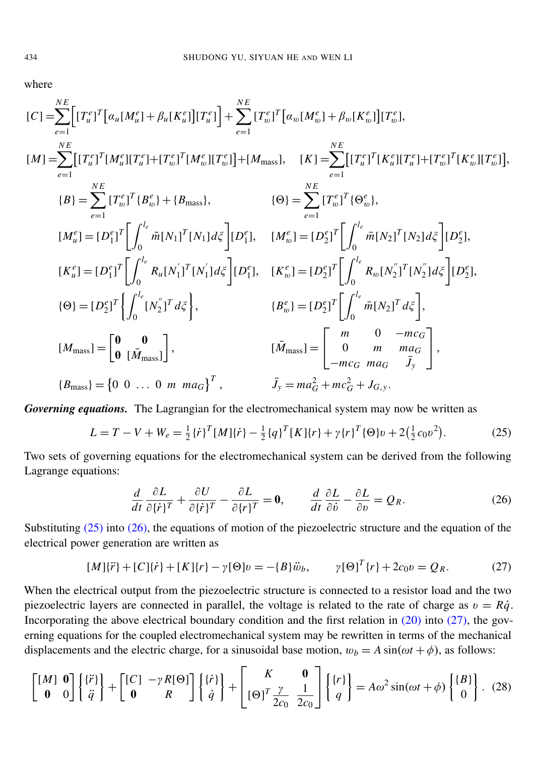where

$$[C] = \sum_{e=1}^{NE} \Big[ [T_u^e]^T \big[ \alpha_u [M_u^e] + \beta_u [K_u^e] \big] [T_u^e] \Big] + \sum_{e=1}^{NE} [T_w^e]^T \big[ \alpha_w [M_w^e] + \beta_w [K_w^e] \big] [T_w^e],$$

$$[M] = \sum_{e=1}^{NE} \Big[ [T_u^e]^T [M_u^e][T_u^e] + [T_w^e]^T [M_w^e][T_w^e] \Big] + [M_{\text{mass}}], \quad [K] = \sum_{e=1}^{NE} \Big[ [T_u^e]^T [K_u^e][T_u^e] + [T_w^e]^T [K_w^e][T_w^e] \Big],$$

$$\{B\} = \sum_{e=1}^{NE} [T_w^e]^T \{B_w^e\} + \{B_{\text{mass}}\}, \qquad \{\Theta\} = \sum_{e=1}^{NE} [T_w^e]^T \{\Theta_w^e\},$$

$$[M_u^e] = [D_1^e]^T \left[ \int_0^{l_e} \bar{m} [N_1]^T [N_1] d\xi \right] [D_1^e], \quad [M_w^e] = [D_2^e]^T \left[ \int_0^{l_e} \bar{m} [N_2]^T [N_2] d\xi \right] [D_2^e],$$

$$[K_u^e] = [D_1^e]^T \left[ \int_0^{l_e} R_u [N_1']^T [N_1'] d\xi \right] [D_1^e], \quad [K_w^e] = [D_2^e]^T \left[ \int_0^{l_e} R_w [N_2'']^T [N_2''] d\xi \right] [D_2^e],$$

$$\{\Theta\} = [D_2^e]^T \left\{ \int_0^{l_e} [N_2'']^T d\xi \right\}, \qquad \{B_w^e\} = [D_2^e]^T \left[ \int_0^{l_e} \bar{m} [N_2]^T d\xi \right],$$

$$[M_{\text{mass}}] = \begin{bmatrix} \mathbf{0} & \mathbf{0} \\ \mathbf{0} & [\bar{M}_{\text{mass}}] \end{bmatrix}, \qquad [\bar{M}_{\text{mass}}] = \begin{bmatrix} m & 0 & -mc_G \\ 0 & m & ma_G \\ -mc_G & ma_G & \bar{J}_y \end{bmatrix},$$

$$\{B_{\text{mass}}\} = \begin{Bmatrix} 0 & 0 & \ldots & 0 & m & ma_G \end{Bmatrix}^T, \qquad \bar{J}_y = ma_G^2 + mc_G^2 + J_{G,y}.$$

***Governing equations.*** The Lagrangian for the electromechanical system may now be written as

$$L = T - V + W_e = \tfrac{1}{2} \{\dot{r}\}^T [M] \{\dot{r}\} - \tfrac{1}{2} \{q\}^T [K] \{r\} + \gamma \{r\}^T \{\Theta\} \upsilon + 2\big(\tfrac{1}{2} c_0 \upsilon^2\big). \tag{25}$$

Two sets of governing equations for the electromechanical system can be derived from the following Lagrange equations:

$$\frac{d}{dt} \frac{\partial L}{\partial \{\dot{r}\}^T} + \frac{\partial U}{\partial \{\dot{r}\}^T} - \frac{\partial L}{\partial \{r\}^T} = \mathbf{0}, \qquad \frac{d}{dt} \frac{\partial L}{\partial \dot{\upsilon}} - \frac{\partial L}{\partial \upsilon} = Q_R. \tag{26}$$

Substituting (25) into (26), the equations of motion of the piezoelectric structure and the equation of the electrical power generation are written as

$$[M]\{\ddot{r}\} + [C]\{\dot{r}\} + [K]\{r\} - \gamma [\Theta] \upsilon = -\{B\} \ddot{w}_b, \qquad \gamma [\Theta]^T \{r\} + 2c_0 \upsilon = Q_R. \tag{27}$$

When the electrical output from the piezoelectric structure is connected to a resistor load and the two piezoelectric layers are connected in parallel, the voltage is related to the rate of charge as $\upsilon = R\dot{q}$. Incorporating the above electrical boundary condition and the first relation in (20) into (27), the governing equations for the coupled electromechanical system may be rewritten in terms of the mechanical displacements and the electric charge, for a sinusoidal base motion, $w_b = A \sin(\omega t + \phi)$, as follows:

$$\begin{bmatrix} [M] & \mathbf{0} \\ \mathbf{0} & 0 \end{bmatrix} \begin{Bmatrix} \{\ddot{r}\} \\ \ddot{q} \end{Bmatrix} + \begin{bmatrix} [C] & -\gamma R [\Theta] \\ \mathbf{0} & R \end{bmatrix} \begin{Bmatrix} \{\dot{r}\} \\ \dot{q} \end{Bmatrix} + \begin{bmatrix} K & \mathbf{0} \\ [\Theta]^T \dfrac{\gamma}{2c_0} & \dfrac{1}{2c_0} \end{bmatrix} \begin{Bmatrix} \{r\} \\ q \end{Bmatrix} = A\omega^2 \sin(\omega t + \phi) \begin{Bmatrix} \{B\} \\ 0 \end{Bmatrix}. \tag{28}$$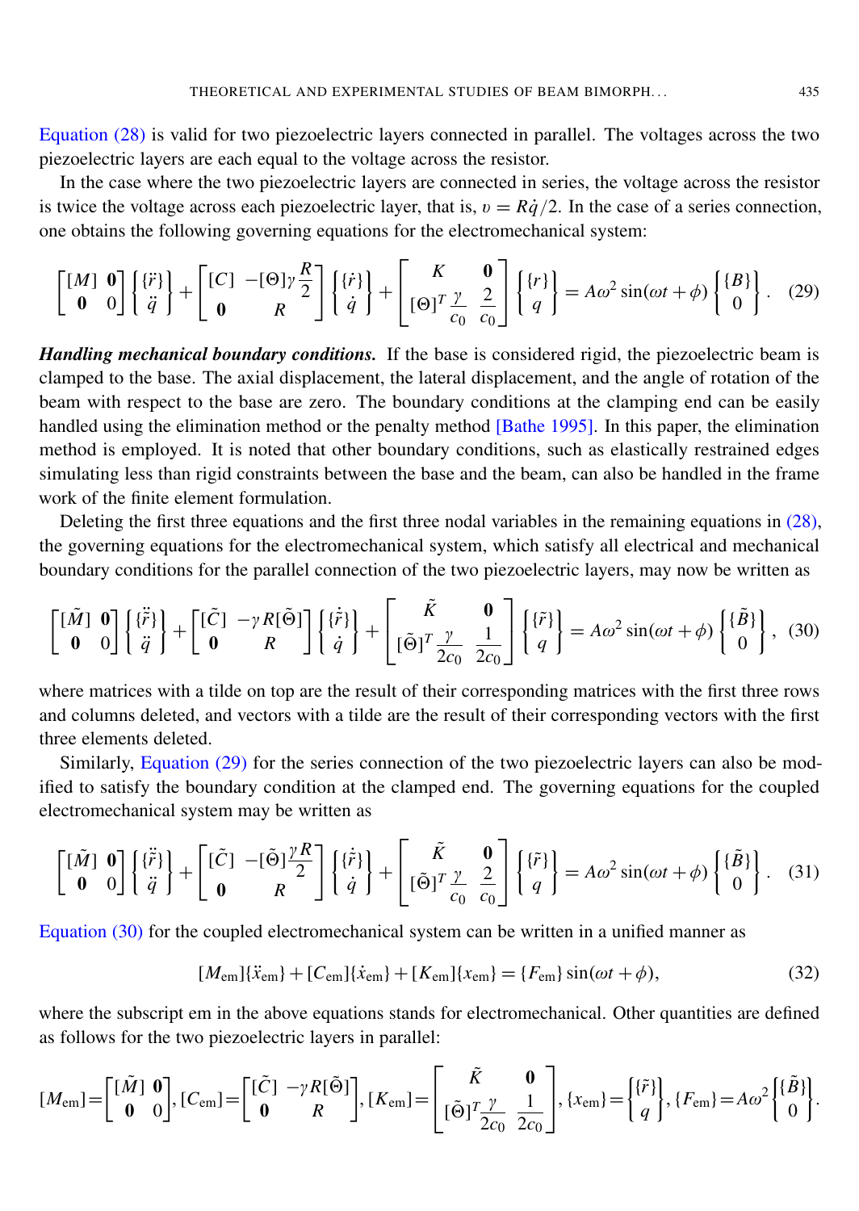Equation (28) is valid for two piezoelectric layers connected in parallel. The voltages across the two piezoelectric layers are each equal to the voltage across the resistor.

In the case where the two piezoelectric layers are connected in series, the voltage across the resistor is twice the voltage across each piezoelectric layer, that is, $v = R\dot{q}/2$. In the case of a series connection, one obtains the following governing equations for the electromechanical system:

$$\begin{bmatrix} [M] & \mathbf{0} \\ \mathbf{0} & 0 \end{bmatrix} \begin{Bmatrix} \{\ddot{r}\} \\ \ddot{q} \end{Bmatrix} + \begin{bmatrix} [C] & -[\Theta]\gamma \dfrac{R}{2} \\ \mathbf{0} & R \end{bmatrix} \begin{Bmatrix} \{\dot{r}\} \\ \dot{q} \end{Bmatrix} + \begin{bmatrix} K & \mathbf{0} \\ [\Theta]^T \dfrac{\gamma}{c_0} & \dfrac{2}{c_0} \end{bmatrix} \begin{Bmatrix} \{r\} \\ q \end{Bmatrix} = A\omega^2 \sin(\omega t + \phi) \begin{Bmatrix} \{B\} \\ 0 \end{Bmatrix}. \quad (29)$$

***Handling mechanical boundary conditions.*** If the base is considered rigid, the piezoelectric beam is clamped to the base. The axial displacement, the lateral displacement, and the angle of rotation of the beam with respect to the base are zero. The boundary conditions at the clamping end can be easily handled using the elimination method or the penalty method [Bathe 1995]. In this paper, the elimination method is employed. It is noted that other boundary conditions, such as elastically restrained edges simulating less than rigid constraints between the base and the beam, can also be handled in the frame work of the finite element formulation.

Deleting the first three equations and the first three nodal variables in the remaining equations in (28), the governing equations for the electromechanical system, which satisfy all electrical and mechanical boundary conditions for the parallel connection of the two piezoelectric layers, may now be written as

$$\begin{bmatrix} [\tilde{M}] & \mathbf{0} \\ \mathbf{0} & 0 \end{bmatrix} \begin{Bmatrix} \{\ddot{\tilde{r}}\} \\ \ddot{q} \end{Bmatrix} + \begin{bmatrix} [\tilde{C}] & -\gamma R[\tilde{\Theta}] \\ \mathbf{0} & R \end{bmatrix} \begin{Bmatrix} \{\dot{\tilde{r}}\} \\ \dot{q} \end{Bmatrix} + \begin{bmatrix} \tilde{K} & \mathbf{0} \\ [\tilde{\Theta}]^T \dfrac{\gamma}{2c_0} & \dfrac{1}{2c_0} \end{bmatrix} \begin{Bmatrix} \{\tilde{r}\} \\ q \end{Bmatrix} = A\omega^2 \sin(\omega t + \phi) \begin{Bmatrix} \{\tilde{B}\} \\ 0 \end{Bmatrix}, \quad (30)$$

where matrices with a tilde on top are the result of their corresponding matrices with the first three rows and columns deleted, and vectors with a tilde are the result of their corresponding vectors with the first three elements deleted.

Similarly, Equation (29) for the series connection of the two piezoelectric layers can also be modified to satisfy the boundary condition at the clamped end. The governing equations for the coupled electromechanical system may be written as

$$\begin{bmatrix} [\tilde{M}] & \mathbf{0} \\ \mathbf{0} & 0 \end{bmatrix} \begin{Bmatrix} \{\ddot{\tilde{r}}\} \\ \ddot{q} \end{Bmatrix} + \begin{bmatrix} [\tilde{C}] & -[\tilde{\Theta}]\dfrac{\gamma R}{2} \\ \mathbf{0} & R \end{bmatrix} \begin{Bmatrix} \{\dot{\tilde{r}}\} \\ \dot{q} \end{Bmatrix} + \begin{bmatrix} \tilde{K} & \mathbf{0} \\ [\tilde{\Theta}]^T \dfrac{\gamma}{c_0} & \dfrac{2}{c_0} \end{bmatrix} \begin{Bmatrix} \{\tilde{r}\} \\ q \end{Bmatrix} = A\omega^2 \sin(\omega t + \phi) \begin{Bmatrix} \{\tilde{B}\} \\ 0 \end{Bmatrix}. \quad (31)$$

Equation (30) for the coupled electromechanical system can be written in a unified manner as

$$[M_{\text{em}}]\{\ddot{x}_{\text{em}}\} + [C_{\text{em}}]\{\dot{x}_{\text{em}}\} + [K_{\text{em}}]\{x_{\text{em}}\} = \{F_{\text{em}}\} \sin(\omega t + \phi), \quad (32)$$

where the subscript em in the above equations stands for electromechanical. Other quantities are defined as follows for the two piezoelectric layers in parallel:

$$[M_{\text{em}}] = \begin{bmatrix} [\tilde{M}] & \mathbf{0} \\ \mathbf{0} & 0 \end{bmatrix}, [C_{\text{em}}] = \begin{bmatrix} [\tilde{C}] & -\gamma R[\tilde{\Theta}] \\ \mathbf{0} & R \end{bmatrix}, [K_{\text{em}}] = \begin{bmatrix} \tilde{K} & \mathbf{0} \\ [\tilde{\Theta}]^T \dfrac{\gamma}{2c_0} & \dfrac{1}{2c_0} \end{bmatrix}, \{x_{\text{em}}\} = \begin{Bmatrix} \{\tilde{r}\} \\ q \end{Bmatrix}, \{F_{\text{em}}\} = A\omega^2 \begin{Bmatrix} \{\tilde{B}\} \\ 0 \end{Bmatrix}.$$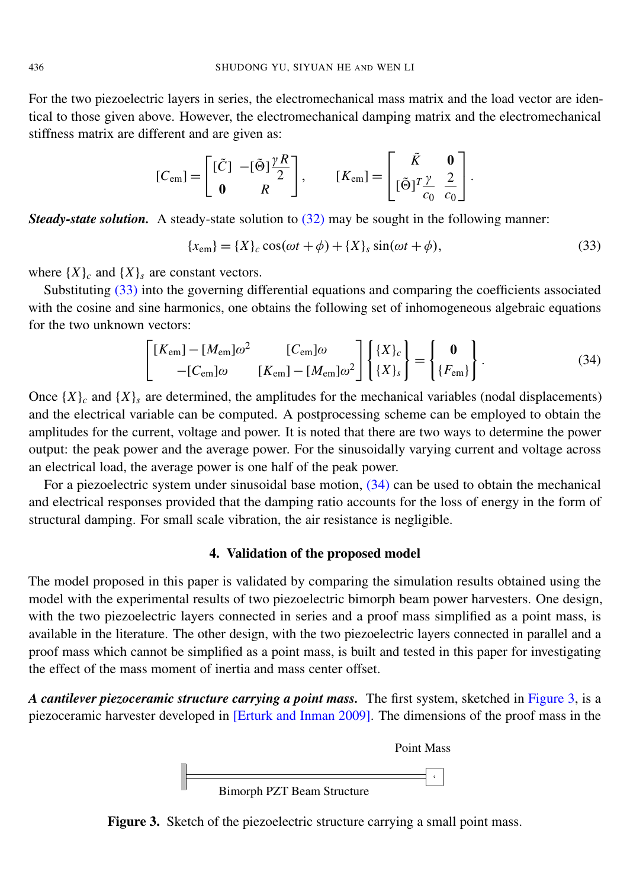For the two piezoelectric layers in series, the electromechanical mass matrix and the load vector are identical to those given above. However, the electromechanical damping matrix and the electromechanical stiffness matrix are different and are given as:

$$[C_{\text{em}}] = \begin{bmatrix} [\tilde{C}] & -[\tilde{\Theta}]\dfrac{\gamma R}{2} \\ \mathbf{0} & R \end{bmatrix}, \qquad [K_{\text{em}}] = \begin{bmatrix} \tilde{K} & \mathbf{0} \\ [\tilde{\Theta}]^T \dfrac{\gamma}{c_0} & \dfrac{2}{c_0} \end{bmatrix}.$$

***Steady-state solution.*** A steady-state solution to (32) may be sought in the following manner:

$$\{x_{\text{em}}\} = \{X\}_c \cos(\omega t + \phi) + \{X\}_s \sin(\omega t + \phi), \tag{33}$$

where $\{X\}_c$ and $\{X\}_s$ are constant vectors.

Substituting (33) into the governing differential equations and comparing the coefficients associated with the cosine and sine harmonics, one obtains the following set of inhomogeneous algebraic equations for the two unknown vectors:

$$\begin{bmatrix} [K_{\text{em}}] - [M_{\text{em}}]\omega^2 & [C_{\text{em}}]\omega \\ -[C_{\text{em}}]\omega & [K_{\text{em}}] - [M_{\text{em}}]\omega^2 \end{bmatrix} \begin{Bmatrix} \{X\}_c \\ \{X\}_s \end{Bmatrix} = \begin{Bmatrix} \mathbf{0} \\ \{F_{\text{em}}\} \end{Bmatrix}. \tag{34}$$

Once $\{X\}_c$ and $\{X\}_s$ are determined, the amplitudes for the mechanical variables (nodal displacements) and the electrical variable can be computed. A postprocessing scheme can be employed to obtain the amplitudes for the current, voltage and power. It is noted that there are two ways to determine the power output: the peak power and the average power. For the sinusoidally varying current and voltage across an electrical load, the average power is one half of the peak power.

For a piezoelectric system under sinusoidal base motion, (34) can be used to obtain the mechanical and electrical responses provided that the damping ratio accounts for the loss of energy in the form of structural damping. For small scale vibration, the air resistance is negligible.

## 4. Validation of the proposed model

The model proposed in this paper is validated by comparing the simulation results obtained using the model with the experimental results of two piezoelectric bimorph beam power harvesters. One design, with the two piezoelectric layers connected in series and a proof mass simplified as a point mass, is available in the literature. The other design, with the two piezoelectric layers connected in parallel and a proof mass which cannot be simplified as a point mass, is built and tested in this paper for investigating the effect of the mass moment of inertia and mass center offset.

***A cantilever piezoceramic structure carrying a point mass.*** The first system, sketched in Figure 3, is a piezoceramic harvester developed in [Erturk and Inman 2009]. The dimensions of the proof mass in the

Point Mass

Bimorph PZT Beam Structure

**Figure 3.** Sketch of the piezoelectric structure carrying a small point mass.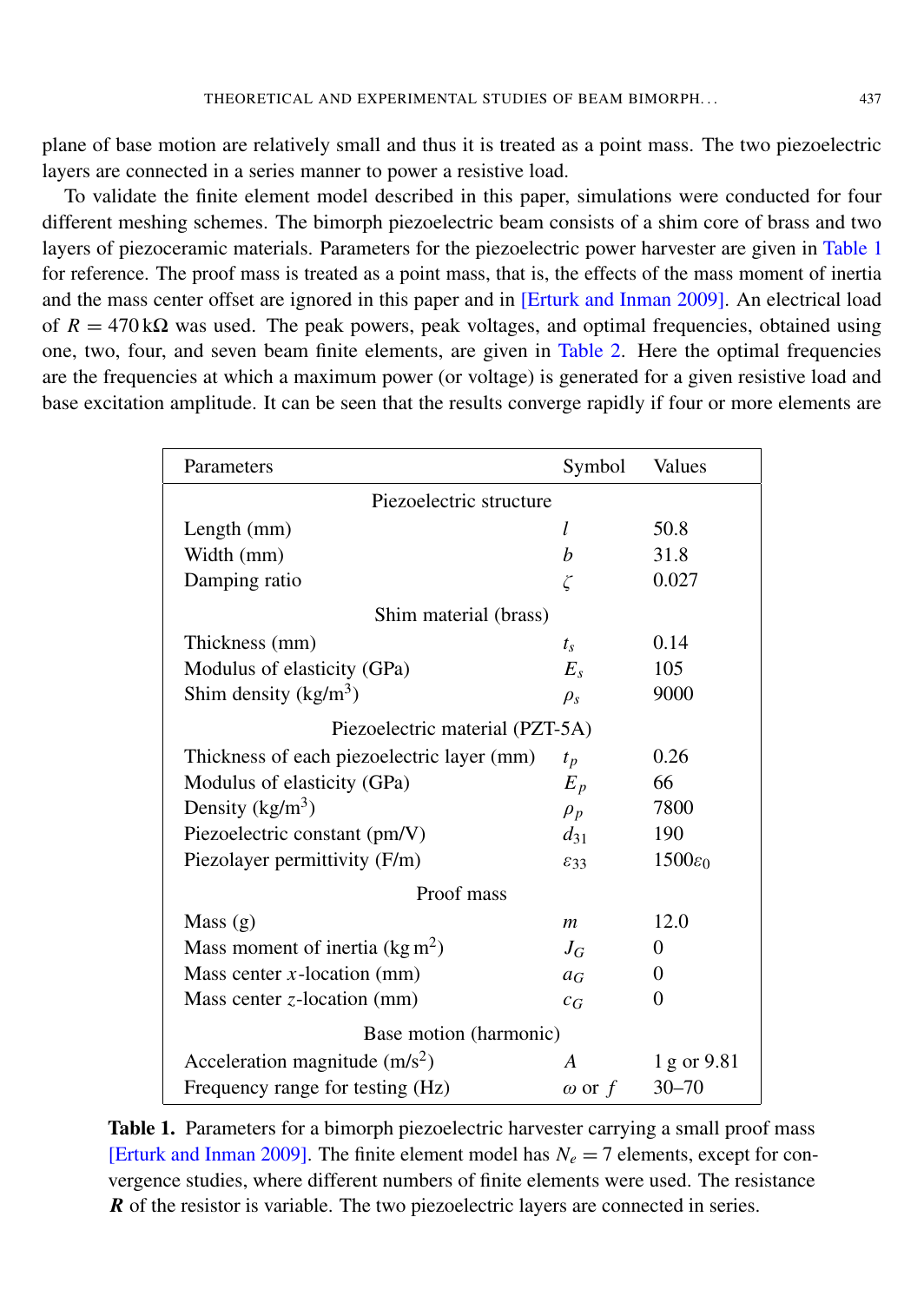plane of base motion are relatively small and thus it is treated as a point mass. The two piezoelectric layers are connected in a series manner to power a resistive load.

To validate the finite element model described in this paper, simulations were conducted for four different meshing schemes. The bimorph piezoelectric beam consists of a shim core of brass and two layers of piezoceramic materials. Parameters for the piezoelectric power harvester are given in Table 1 for reference. The proof mass is treated as a point mass, that is, the effects of the mass moment of inertia and the mass center offset are ignored in this paper and in [Erturk and Inman 2009]. An electrical load of $R = 470\,\mathrm{k\Omega}$ was used. The peak powers, peak voltages, and optimal frequencies, obtained using one, two, four, and seven beam finite elements, are given in Table 2. Here the optimal frequencies are the frequencies at which a maximum power (or voltage) is generated for a given resistive load and base excitation amplitude. It can be seen that the results converge rapidly if four or more elements are

| Parameters | Symbol | Values |
|---|---|---|
| **Piezoelectric structure** | | |
| Length (mm) | $l$ | 50.8 |
| Width (mm) | $b$ | 31.8 |
| Damping ratio | $\zeta$ | 0.027 |
| **Shim material (brass)** | | |
| Thickness (mm) | $t_s$ | 0.14 |
| Modulus of elasticity (GPa) | $E_s$ | 105 |
| Shim density (kg/m$^3$) | $\rho_s$ | 9000 |
| **Piezoelectric material (PZT-5A)** | | |
| Thickness of each piezoelectric layer (mm) | $t_p$ | 0.26 |
| Modulus of elasticity (GPa) | $E_p$ | 66 |
| Density (kg/m$^3$) | $\rho_p$ | 7800 |
| Piezoelectric constant (pm/V) | $d_{31}$ | 190 |
| Piezolayer permittivity (F/m) | $\varepsilon_{33}$ | $1500\varepsilon_0$ |
| **Proof mass** | | |
| Mass (g) | $m$ | 12.0 |
| Mass moment of inertia (kg m$^2$) | $J_G$ | 0 |
| Mass center $x$-location (mm) | $a_G$ | 0 |
| Mass center $z$-location (mm) | $c_G$ | 0 |
| **Base motion (harmonic)** | | |
| Acceleration magnitude (m/s$^2$) | $A$ | 1 g or 9.81 |
| Frequency range for testing (Hz) | $\omega$ or $f$ | 30–70 |

**Table 1.** Parameters for a bimorph piezoelectric harvester carrying a small proof mass [Erturk and Inman 2009]. The finite element model has $N_e = 7$ elements, except for convergence studies, where different numbers of finite elements were used. The resistance $\boldsymbol{R}$ of the resistor is variable. The two piezoelectric layers are connected in series.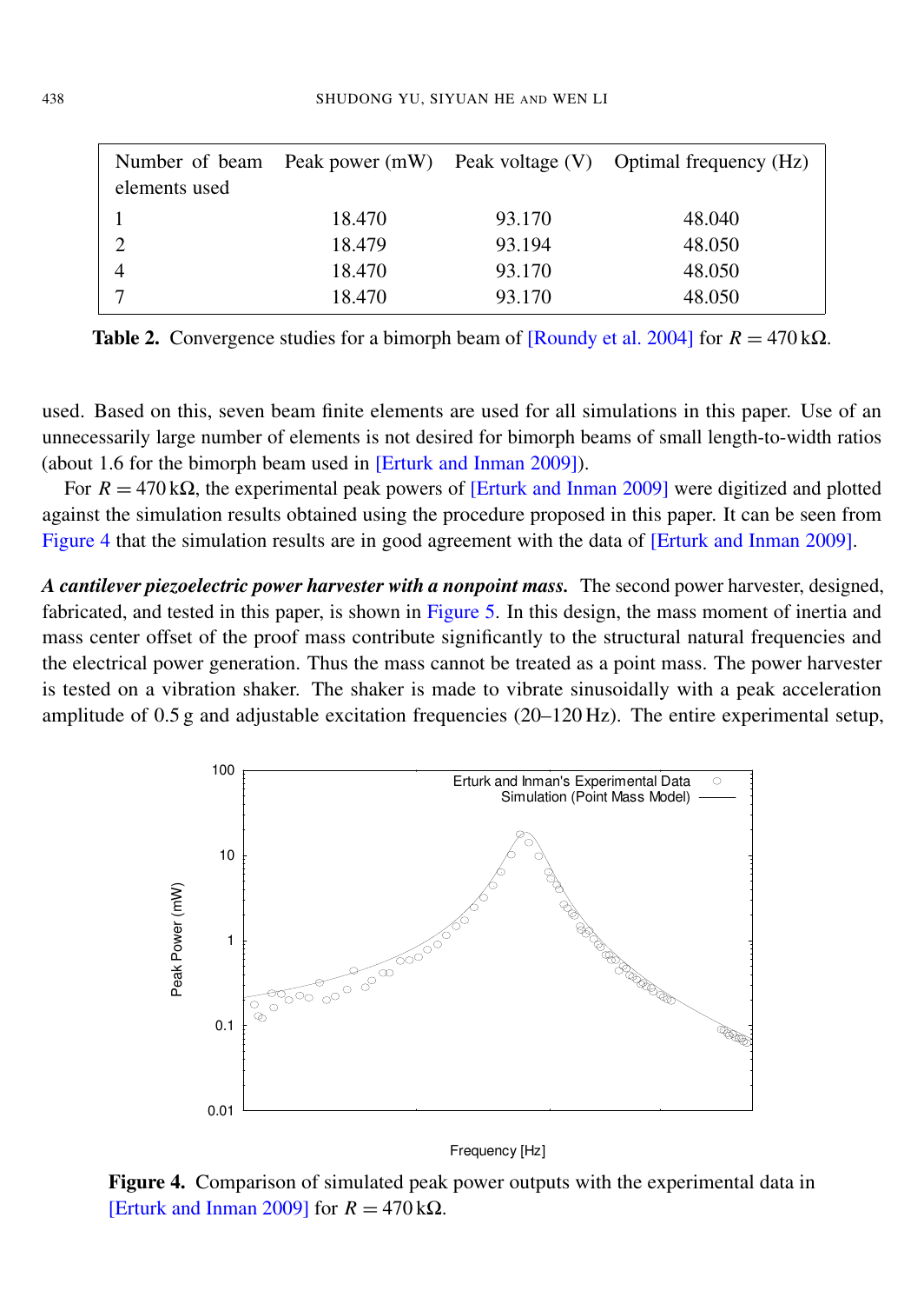| Number of beam elements used | Peak power (mW) | Peak voltage (V) | Optimal frequency (Hz) |
|---|---|---|---|
| 1 | 18.470 | 93.170 | 48.040 |
| 2 | 18.479 | 93.194 | 48.050 |
| 4 | 18.470 | 93.170 | 48.050 |
| 7 | 18.470 | 93.170 | 48.050 |

**Table 2.** Convergence studies for a bimorph beam of [Roundy et al. 2004] for $R = 470\,\text{k}\Omega$.

used. Based on this, seven beam finite elements are used for all simulations in this paper. Use of an unnecessarily large number of elements is not desired for bimorph beams of small length-to-width ratios (about 1.6 for the bimorph beam used in [Erturk and Inman 2009]).

For $R = 470\,\text{k}\Omega$, the experimental peak powers of [Erturk and Inman 2009] were digitized and plotted against the simulation results obtained using the procedure proposed in this paper. It can be seen from Figure 4 that the simulation results are in good agreement with the data of [Erturk and Inman 2009].

***A cantilever piezoelectric power harvester with a nonpoint mass.*** The second power harvester, designed, fabricated, and tested in this paper, is shown in Figure 5. In this design, the mass moment of inertia and mass center offset of the proof mass contribute significantly to the structural natural frequencies and the electrical power generation. Thus the mass cannot be treated as a point mass. The power harvester is tested on a vibration shaker. The shaker is made to vibrate sinusoidally with a peak acceleration amplitude of 0.5 g and adjustable excitation frequencies (20–120 Hz). The entire experimental setup,

**Figure 4.** Comparison of simulated peak power outputs with the experimental data in [Erturk and Inman 2009] for $R = 470\,\text{k}\Omega$.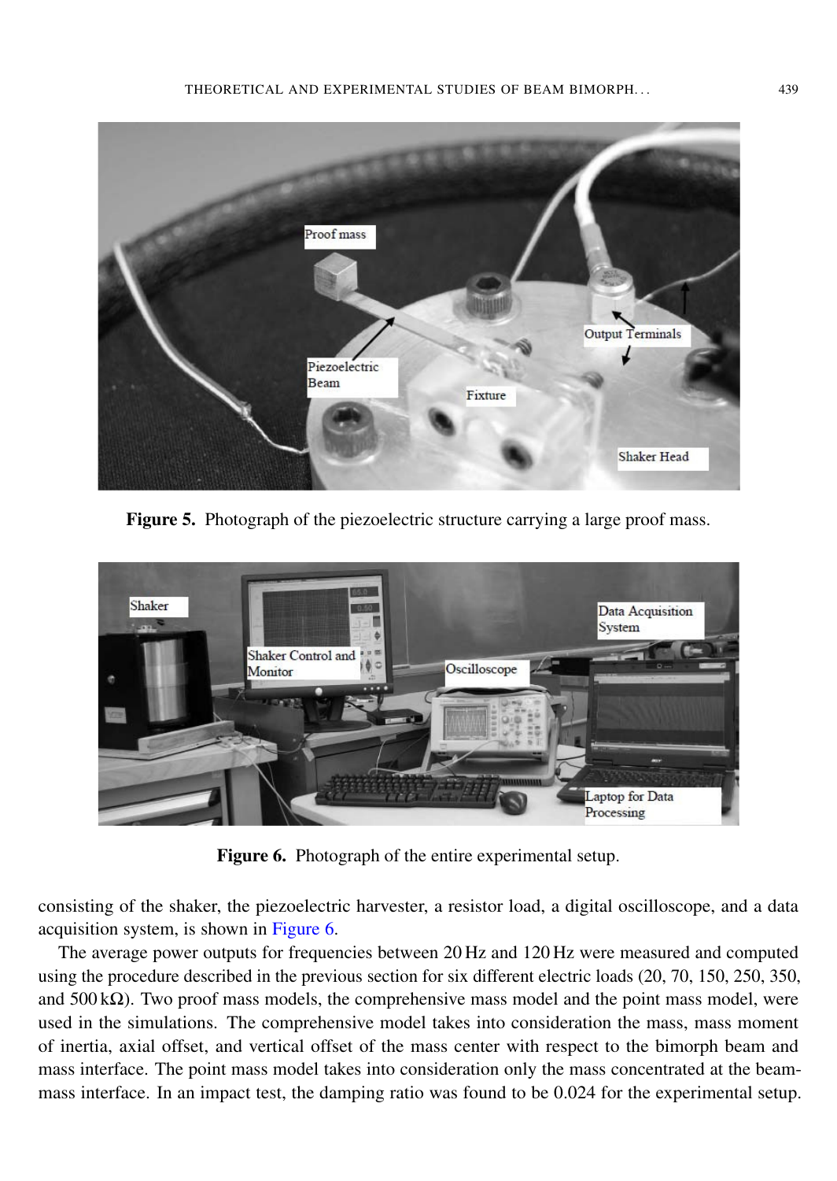**Figure 5.** Photograph of the piezoelectric structure carrying a large proof mass.

**Figure 6.** Photograph of the entire experimental setup.

consisting of the shaker, the piezoelectric harvester, a resistor load, a digital oscilloscope, and a data acquisition system, is shown in Figure 6.

The average power outputs for frequencies between 20 Hz and 120 Hz were measured and computed using the procedure described in the previous section for six different electric loads (20, 70, 150, 250, 350, and 500 kΩ). Two proof mass models, the comprehensive mass model and the point mass model, were used in the simulations. The comprehensive model takes into consideration the mass, mass moment of inertia, axial offset, and vertical offset of the mass center with respect to the bimorph beam and mass interface. The point mass model takes into consideration only the mass concentrated at the beam-mass interface. In an impact test, the damping ratio was found to be 0.024 for the experimental setup.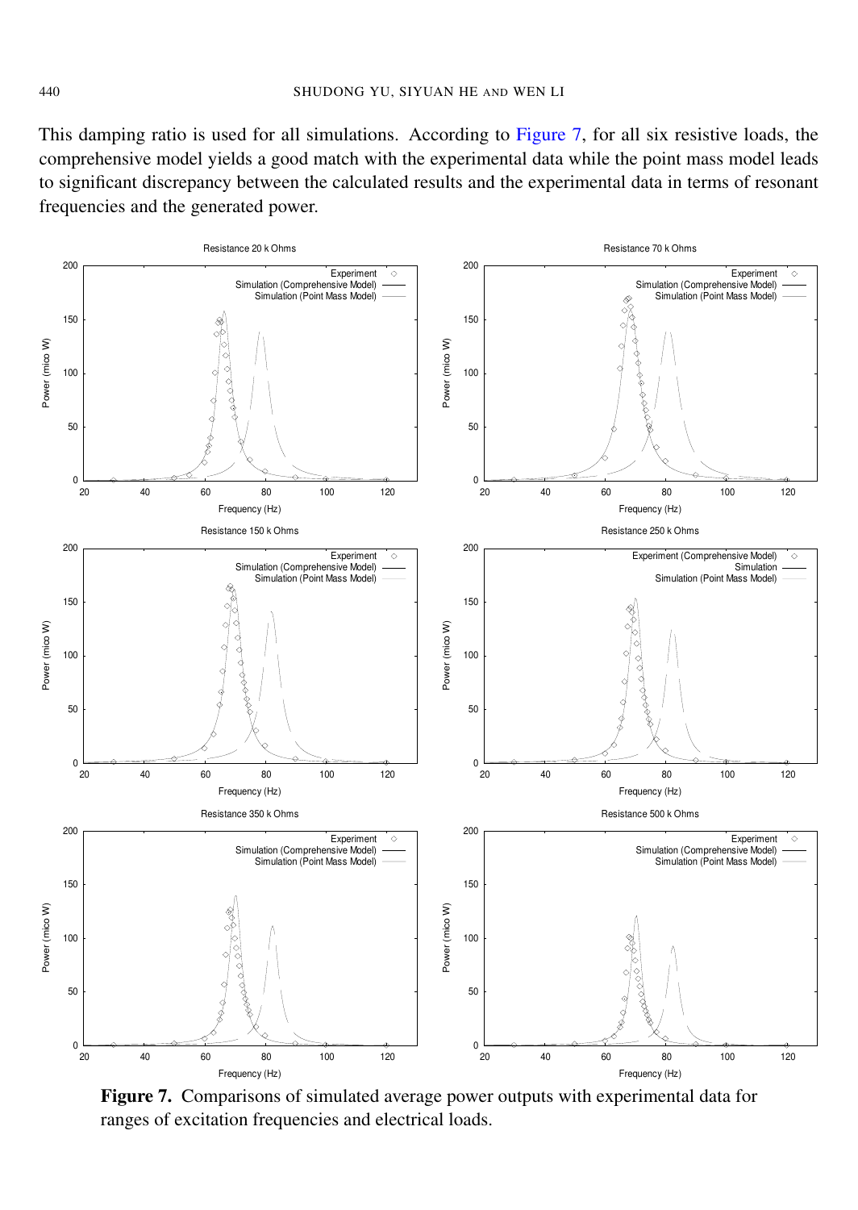This damping ratio is used for all simulations. According to Figure 7, for all six resistive loads, the comprehensive model yields a good match with the experimental data while the point mass model leads to significant discrepancy between the calculated results and the experimental data in terms of resonant frequencies and the generated power.

**Figure 7.** Comparisons of simulated average power outputs with experimental data for ranges of excitation frequencies and electrical loads.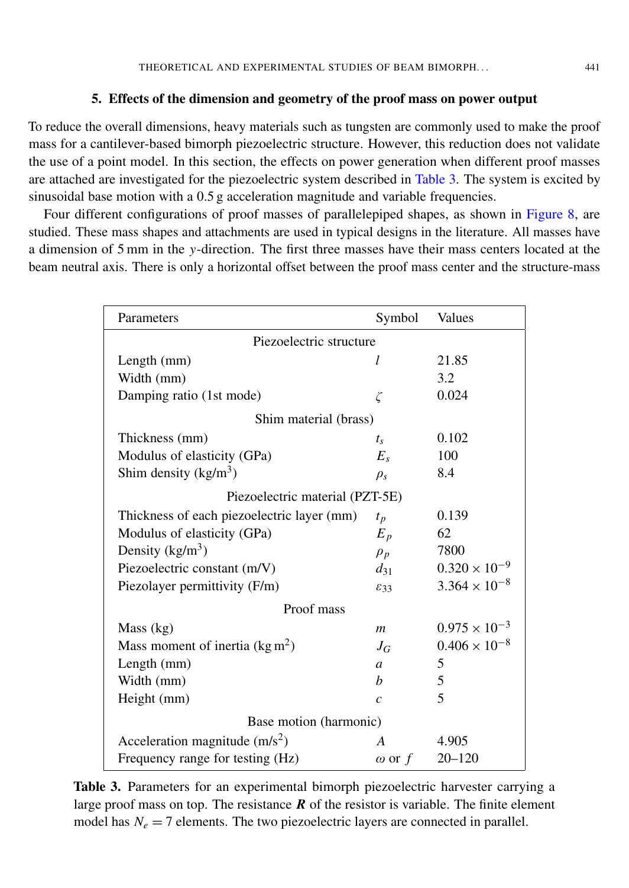## 5. Effects of the dimension and geometry of the proof mass on power output

To reduce the overall dimensions, heavy materials such as tungsten are commonly used to make the proof mass for a cantilever-based bimorph piezoelectric structure. However, this reduction does not validate the use of a point model. In this section, the effects on power generation when different proof masses are attached are investigated for the piezoelectric system described in Table 3. The system is excited by sinusoidal base motion with a 0.5 g acceleration magnitude and variable frequencies.

Four different configurations of proof masses of parallelepiped shapes, as shown in Figure 8, are studied. These mass shapes and attachments are used in typical designs in the literature. All masses have a dimension of 5 mm in the $y$-direction. The first three masses have their mass centers located at the beam neutral axis. There is only a horizontal offset between the proof mass center and the structure-mass

| Parameters | Symbol | Values |
|---|---|---|
| **Piezoelectric structure** | | |
| Length (mm) | $l$ | 21.85 |
| Width (mm) | | 3.2 |
| Damping ratio (1st mode) | $\zeta$ | 0.024 |
| **Shim material (brass)** | | |
| Thickness (mm) | $t_s$ | 0.102 |
| Modulus of elasticity (GPa) | $E_s$ | 100 |
| Shim density (kg/m$^3$) | $\rho_s$ | 8.4 |
| **Piezoelectric material (PZT-5E)** | | |
| Thickness of each piezoelectric layer (mm) | $t_p$ | 0.139 |
| Modulus of elasticity (GPa) | $E_p$ | 62 |
| Density (kg/m$^3$) | $\rho_p$ | 7800 |
| Piezoelectric constant (m/V) | $d_{31}$ | $0.320 \times 10^{-9}$ |
| Piezolayer permittivity (F/m) | $\varepsilon_{33}$ | $3.364 \times 10^{-8}$ |
| **Proof mass** | | |
| Mass (kg) | $m$ | $0.975 \times 10^{-3}$ |
| Mass moment of inertia (kg m$^2$) | $J_G$ | $0.406 \times 10^{-8}$ |
| Length (mm) | $a$ | 5 |
| Width (mm) | $b$ | 5 |
| Height (mm) | $c$ | 5 |
| **Base motion (harmonic)** | | |
| Acceleration magnitude (m/s$^2$) | $A$ | 4.905 |
| Frequency range for testing (Hz) | $\omega$ or $f$ | 20–120 |

**Table 3.** Parameters for an experimental bimorph piezoelectric harvester carrying a large proof mass on top. The resistance $\boldsymbol{R}$ of the resistor is variable. The finite element model has $N_e = 7$ elements. The two piezoelectric layers are connected in parallel.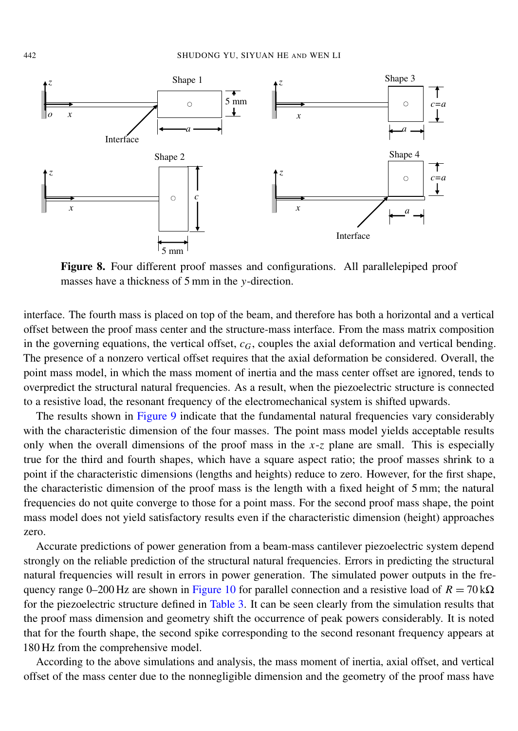**Figure 8.** Four different proof masses and configurations. All parallelepiped proof masses have a thickness of 5 mm in the $y$-direction.

interface. The fourth mass is placed on top of the beam, and therefore has both a horizontal and a vertical offset between the proof mass center and the structure-mass interface. From the mass matrix composition in the governing equations, the vertical offset, $c_G$, couples the axial deformation and vertical bending. The presence of a nonzero vertical offset requires that the axial deformation be considered. Overall, the point mass model, in which the mass moment of inertia and the mass center offset are ignored, tends to overpredict the structural natural frequencies. As a result, when the piezoelectric structure is connected to a resistive load, the resonant frequency of the electromechanical system is shifted upwards.

The results shown in Figure 9 indicate that the fundamental natural frequencies vary considerably with the characteristic dimension of the four masses. The point mass model yields acceptable results only when the overall dimensions of the proof mass in the $x$-$z$ plane are small. This is especially true for the third and fourth shapes, which have a square aspect ratio; the proof masses shrink to a point if the characteristic dimensions (lengths and heights) reduce to zero. However, for the first shape, the characteristic dimension of the proof mass is the length with a fixed height of 5 mm; the natural frequencies do not quite converge to those for a point mass. For the second proof mass shape, the point mass model does not yield satisfactory results even if the characteristic dimension (height) approaches zero.

Accurate predictions of power generation from a beam-mass cantilever piezoelectric system depend strongly on the reliable prediction of the structural natural frequencies. Errors in predicting the structural natural frequencies will result in errors in power generation. The simulated power outputs in the frequency range 0–200 Hz are shown in Figure 10 for parallel connection and a resistive load of $R = 70\,\text{k}\Omega$ for the piezoelectric structure defined in Table 3. It can be seen clearly from the simulation results that the proof mass dimension and geometry shift the occurrence of peak powers considerably. It is noted that for the fourth shape, the second spike corresponding to the second resonant frequency appears at 180 Hz from the comprehensive model.

According to the above simulations and analysis, the mass moment of inertia, axial offset, and vertical offset of the mass center due to the nonnegligible dimension and the geometry of the proof mass have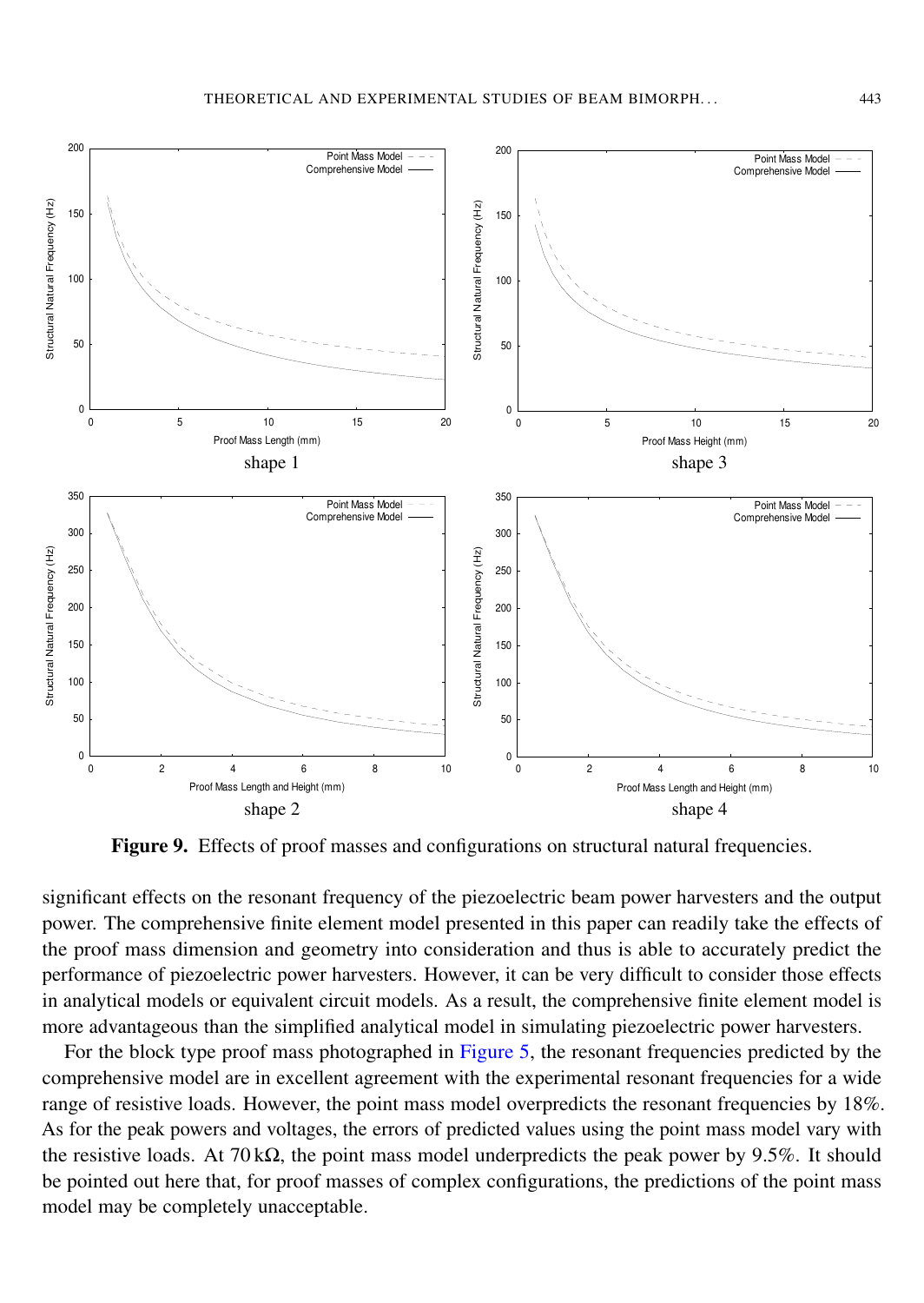**Figure 9.** Effects of proof masses and configurations on structural natural frequencies.

significant effects on the resonant frequency of the piezoelectric beam power harvesters and the output power. The comprehensive finite element model presented in this paper can readily take the effects of the proof mass dimension and geometry into consideration and thus is able to accurately predict the performance of piezoelectric power harvesters. However, it can be very difficult to consider those effects in analytical models or equivalent circuit models. As a result, the comprehensive finite element model is more advantageous than the simplified analytical model in simulating piezoelectric power harvesters.

For the block type proof mass photographed in Figure 5, the resonant frequencies predicted by the comprehensive model are in excellent agreement with the experimental resonant frequencies for a wide range of resistive loads. However, the point mass model overpredicts the resonant frequencies by 18%. As for the peak powers and voltages, the errors of predicted values using the point mass model vary with the resistive loads. At 70 kΩ, the point mass model underpredicts the peak power by 9.5%. It should be pointed out here that, for proof masses of complex configurations, the predictions of the point mass model may be completely unacceptable.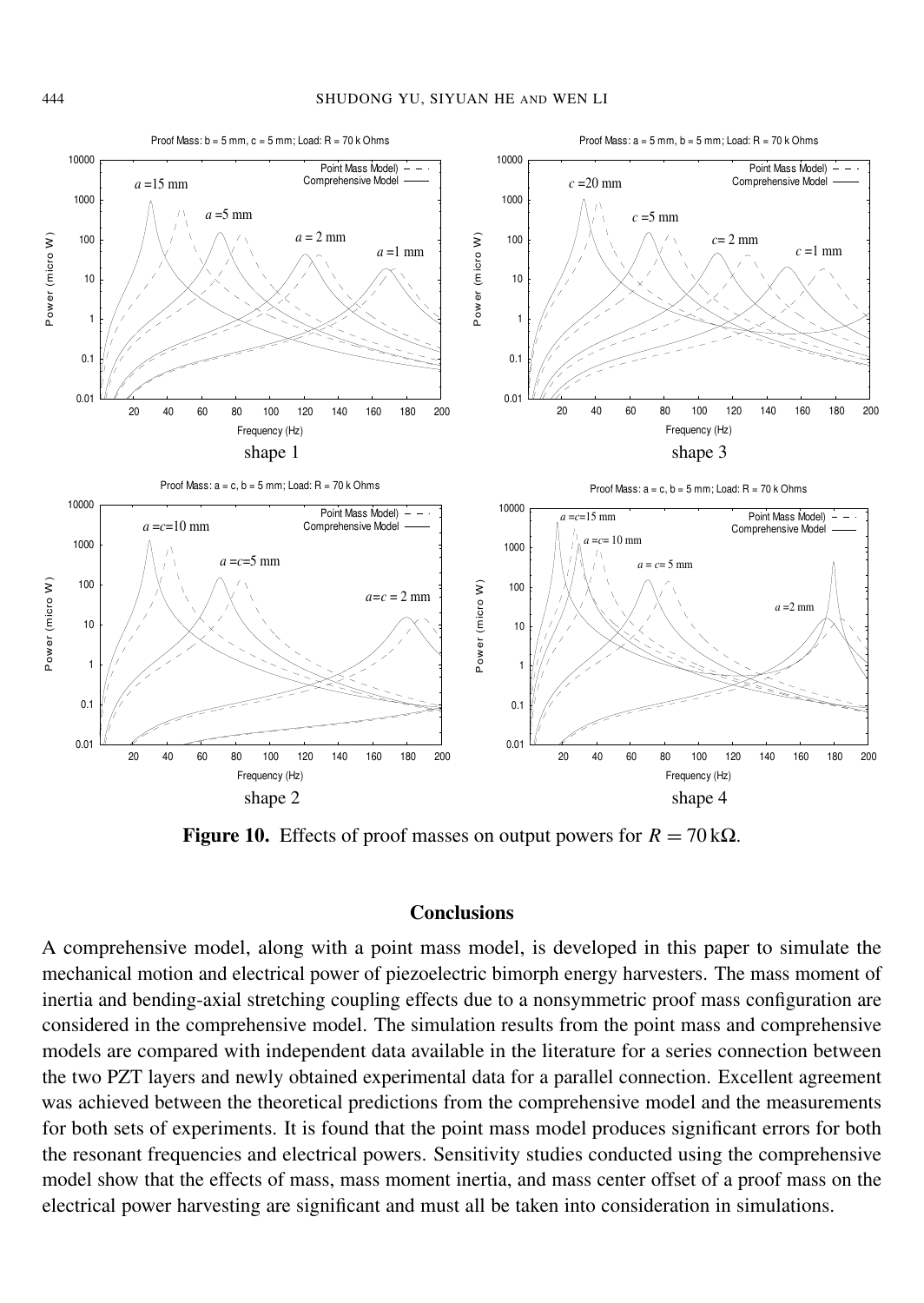**Figure 10.** Effects of proof masses on output powers for $R = 70\,\text{k}\Omega$.

## Conclusions

A comprehensive model, along with a point mass model, is developed in this paper to simulate the mechanical motion and electrical power of piezoelectric bimorph energy harvesters. The mass moment of inertia and bending-axial stretching coupling effects due to a nonsymmetric proof mass configuration are considered in the comprehensive model. The simulation results from the point mass and comprehensive models are compared with independent data available in the literature for a series connection between the two PZT layers and newly obtained experimental data for a parallel connection. Excellent agreement was achieved between the theoretical predictions from the comprehensive model and the measurements for both sets of experiments. It is found that the point mass model produces significant errors for both the resonant frequencies and electrical powers. Sensitivity studies conducted using the comprehensive model show that the effects of mass, mass moment inertia, and mass center offset of a proof mass on the electrical power harvesting are significant and must all be taken into consideration in simulations.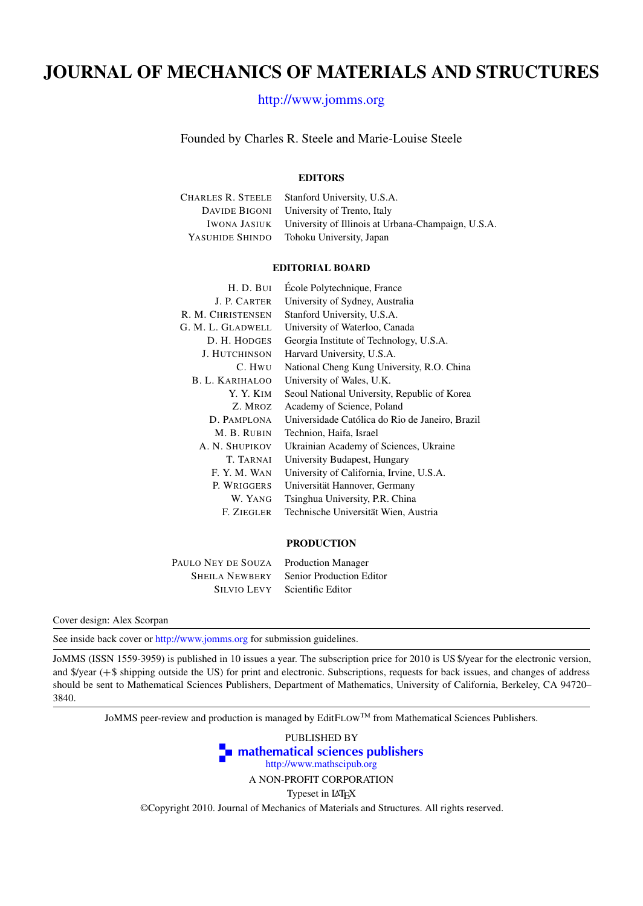# JOURNAL OF MECHANICS OF MATERIALS AND STRUCTURES

http://www.jomms.org

Founded by Charles R. Steele and Marie-Louise Steele

### EDITORS

| | |
|---|---|
| Charles R. Steele | Stanford University, U.S.A. |
| Davide Bigoni | University of Trento, Italy |
| Iwona Jasiuk | University of Illinois at Urbana-Champaign, U.S.A. |
| Yasuhide Shindo | Tohoku University, Japan |

### EDITORIAL BOARD

| | |
|---|---|
| H. D. Bui | École Polytechnique, France |
| J. P. Carter | University of Sydney, Australia |
| R. M. Christensen | Stanford University, U.S.A. |
| G. M. L. Gladwell | University of Waterloo, Canada |
| D. H. Hodges | Georgia Institute of Technology, U.S.A. |
| J. Hutchinson | Harvard University, U.S.A. |
| C. Hwu | National Cheng Kung University, R.O. China |
| B. L. Karihaloo | University of Wales, U.K. |
| Y. Y. Kim | Seoul National University, Republic of Korea |
| Z. Mroz | Academy of Science, Poland |
| D. Pamplona | Universidade Católica do Rio de Janeiro, Brazil |
| M. B. Rubin | Technion, Haifa, Israel |
| A. N. Shupikov | Ukrainian Academy of Sciences, Ukraine |
| T. Tarnai | University Budapest, Hungary |
| F. Y. M. Wan | University of California, Irvine, U.S.A. |
| P. Wriggers | Universität Hannover, Germany |
| W. Yang | Tsinghua University, P.R. China |
| F. Ziegler | Technische Universität Wien, Austria |

### PRODUCTION

| | |
|---|---|
| Paulo Ney de Souza | Production Manager |
| Sheila Newbery | Senior Production Editor |
| Silvio Levy | Scientific Editor |

Cover design: Alex Scorpan

See inside back cover or http://www.jomms.org for submission guidelines.

JoMMS (ISSN 1559-3959) is published in 10 issues a year. The subscription price for 2010 is US $/year for the electronic version, and $/year (+$ shipping outside the US) for print and electronic. Subscriptions, requests for back issues, and changes of address should be sent to Mathematical Sciences Publishers, Department of Mathematics, University of California, Berkeley, CA 94720–3840.

JoMMS peer-review and production is managed by EditFlow™ from Mathematical Sciences Publishers.

PUBLISHED BY
mathematical sciences publishers
http://www.mathscipub.org
A NON-PROFIT CORPORATION
Typeset in LaTeX
©Copyright 2010. Journal of Mechanics of Materials and Structures. All rights reserved.